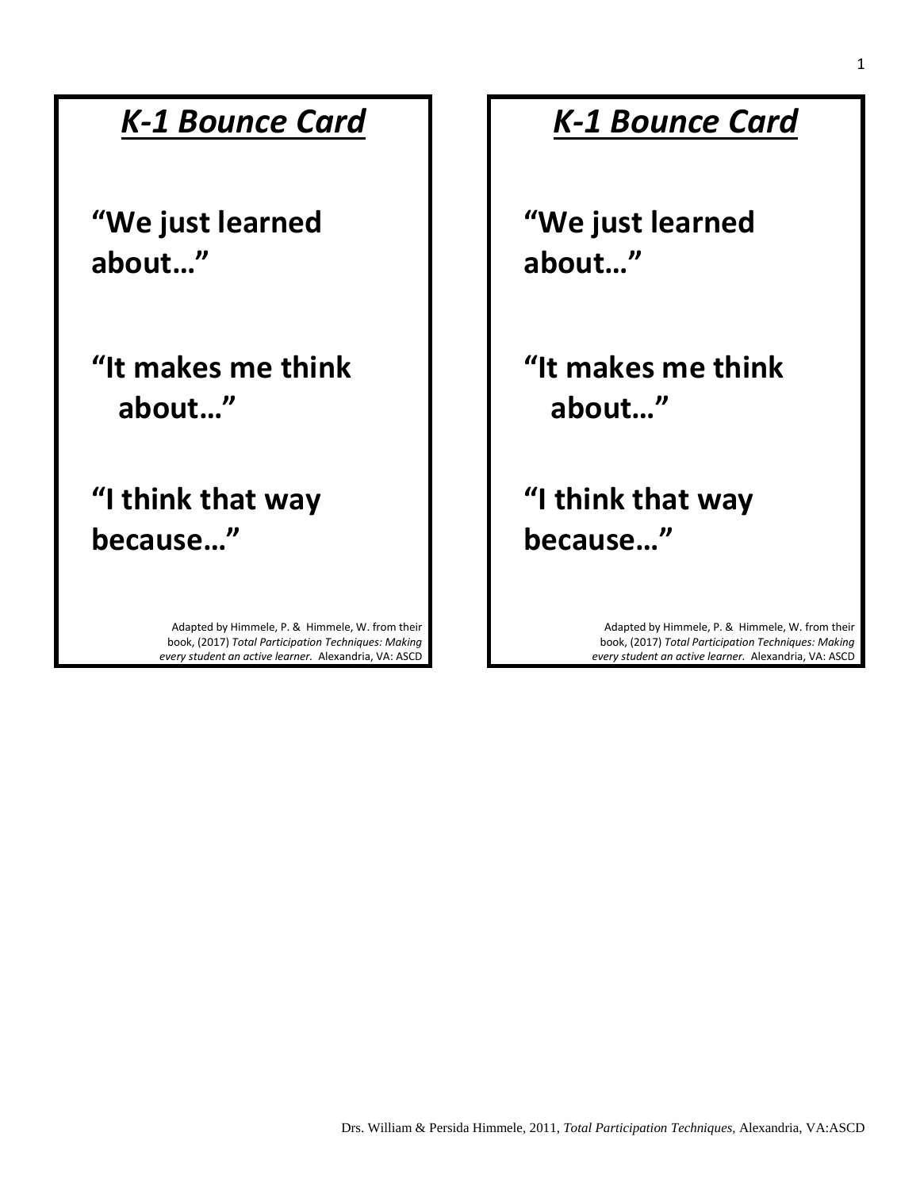## *K-1 Bounce Card*

**"We just learned about…"**

**"It makes me think about…"**

**"I think that way because…"**

Adapted by Himmele, P. & Himmele, W. from their book, (2017) *Total Participation Techniques: Making every student an active learner.* Alexandria, VA: ASCD

## *K-1 Bounce Card*

**"We just learned about…"**

**"It makes me think about…"**

**"I think that way because…"**

Adapted by Himmele, P. & Himmele, W. from their book, (2017) *Total Participation Techniques: Making every student an active learner.* Alexandria, VA: ASCD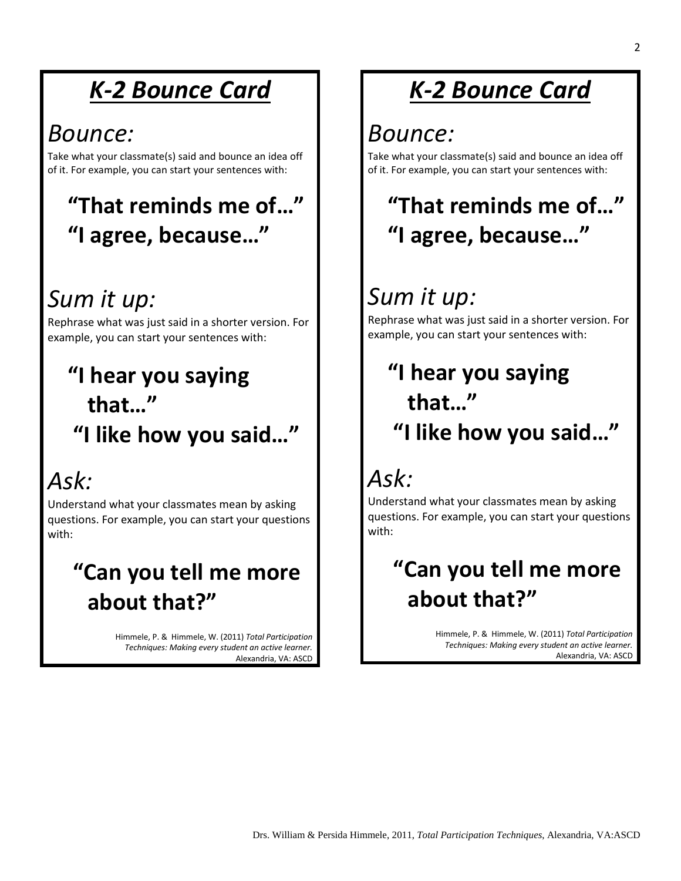# ***K-2 Bounce Card***

## *Bounce:*

Take what your classmate(s) said and bounce an idea off of it. For example, you can start your sentences with:

**"That reminds me of…"**
**"I agree, because…"**

## *Sum it up:*

Rephrase what was just said in a shorter version. For example, you can start your sentences with:

**"I hear you saying that…"**
**"I like how you said…"**

## *Ask:*

Understand what your classmates mean by asking questions. For example, you can start your questions with:

**"Can you tell me more about that?"**

Himmele, P. & Himmele, W. (2011) *Total Participation Techniques: Making every student an active learner.* Alexandria, VA: ASCD

# ***K-2 Bounce Card***

## *Bounce:*

Take what your classmate(s) said and bounce an idea off of it. For example, you can start your sentences with:

**"That reminds me of…"**
**"I agree, because…"**

## *Sum it up:*

Rephrase what was just said in a shorter version. For example, you can start your sentences with:

**"I hear you saying that…"**
**"I like how you said…"**

## *Ask:*

Understand what your classmates mean by asking questions. For example, you can start your questions with:

**"Can you tell me more about that?"**

Himmele, P. & Himmele, W. (2011) *Total Participation Techniques: Making every student an active learner.* Alexandria, VA: ASCD

Drs. William & Persida Himmele, 2011, *Total Participation Techniques*, Alexandria, VA:ASCD